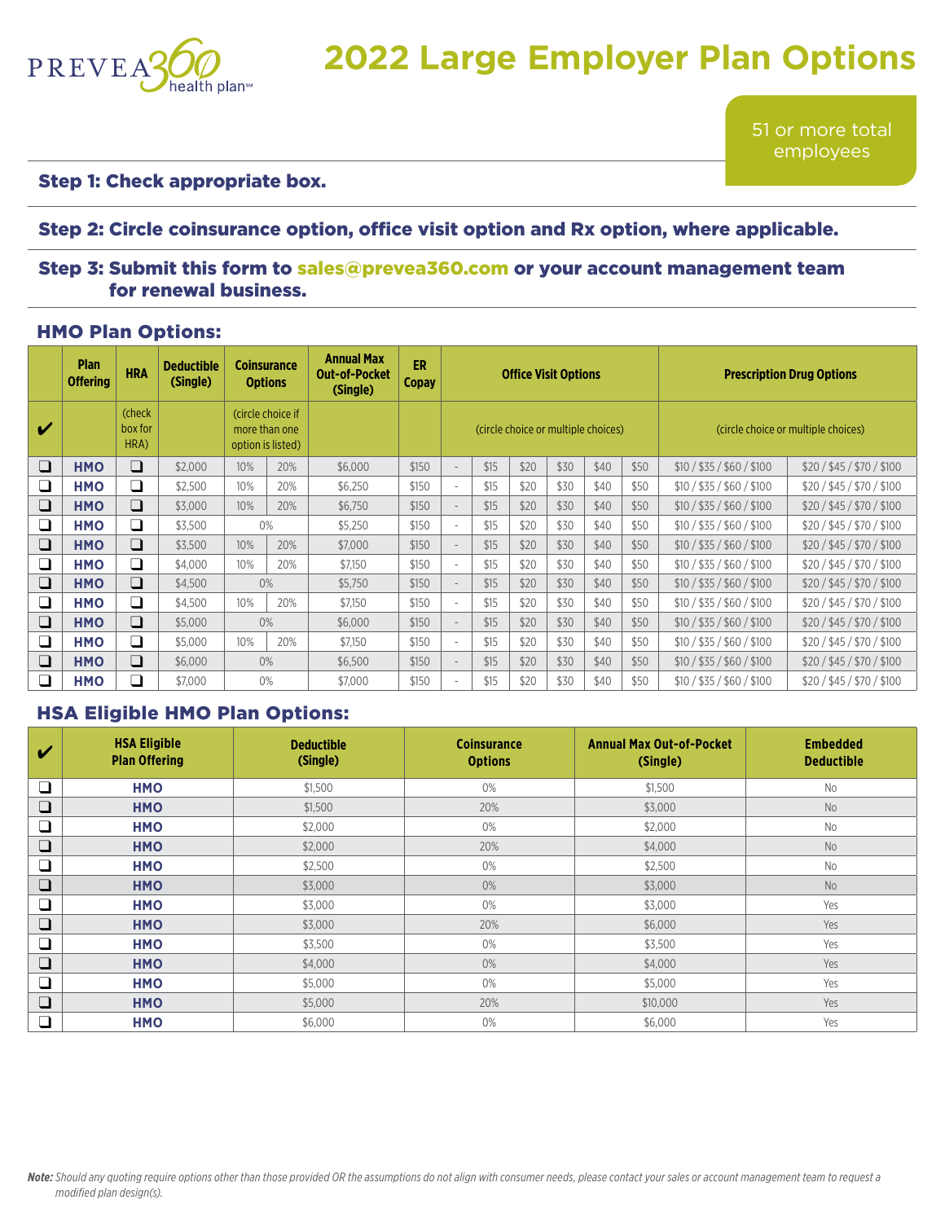# 2022 Large Employer Plan Options

51 or more total employees

## Step 1: Check appropriate box.

## Step 2: Circle coinsurance option, office visit option and Rx option, where applicable.

## Step 3: Submit this form to sales@prevea360.com or your account management team for renewal business.

### HMO Plan Options:

| | Plan Offering | HRA | Deductible (Single) | Coinsurance Options | | Annual Max Out-of-Pocket (Single) | ER Copay | Office Visit Options | | | | | | Prescription Drug Options | |
|---|---|---|---|---|---|---|---|---|---|---|---|---|---|---|---|
| ✔ | | (check box for HRA) | | (circle choice if more than one option is listed) | | | | (circle choice or multiple choices) | | | | | | (circle choice or multiple choices) | |
| ❑ | HMO | ❑ | $2,000 | 10% | 20% | $6,000 | $150 | - | $15 | $20 | $30 | $40 | $50 | $10 / $35 / $60 / $100 | $20 / $45 / $70 / $100 |
| ❑ | HMO | ❑ | $2,500 | 10% | 20% | $6,250 | $150 | - | $15 | $20 | $30 | $40 | $50 | $10 / $35 / $60 / $100 | $20 / $45 / $70 / $100 |
| ❑ | HMO | ❑ | $3,000 | 10% | 20% | $6,750 | $150 | - | $15 | $20 | $30 | $40 | $50 | $10 / $35 / $60 / $100 | $20 / $45 / $70 / $100 |
| ❑ | HMO | ❑ | $3,500 | 0% | | $5,250 | $150 | - | $15 | $20 | $30 | $40 | $50 | $10 / $35 / $60 / $100 | $20 / $45 / $70 / $100 |
| ❑ | HMO | ❑ | $3,500 | 10% | 20% | $7,000 | $150 | - | $15 | $20 | $30 | $40 | $50 | $10 / $35 / $60 / $100 | $20 / $45 / $70 / $100 |
| ❑ | HMO | ❑ | $4,000 | 10% | 20% | $7,150 | $150 | - | $15 | $20 | $30 | $40 | $50 | $10 / $35 / $60 / $100 | $20 / $45 / $70 / $100 |
| ❑ | HMO | ❑ | $4,500 | 0% | | $5,750 | $150 | - | $15 | $20 | $30 | $40 | $50 | $10 / $35 / $60 / $100 | $20 / $45 / $70 / $100 |
| ❑ | HMO | ❑ | $4,500 | 10% | 20% | $7,150 | $150 | - | $15 | $20 | $30 | $40 | $50 | $10 / $35 / $60 / $100 | $20 / $45 / $70 / $100 |
| ❑ | HMO | ❑ | $5,000 | 0% | | $6,000 | $150 | - | $15 | $20 | $30 | $40 | $50 | $10 / $35 / $60 / $100 | $20 / $45 / $70 / $100 |
| ❑ | HMO | ❑ | $5,000 | 10% | 20% | $7,150 | $150 | - | $15 | $20 | $30 | $40 | $50 | $10 / $35 / $60 / $100 | $20 / $45 / $70 / $100 |
| ❑ | HMO | ❑ | $6,000 | 0% | | $6,500 | $150 | - | $15 | $20 | $30 | $40 | $50 | $10 / $35 / $60 / $100 | $20 / $45 / $70 / $100 |
| ❑ | HMO | ❑ | $7,000 | 0% | | $7,000 | $150 | - | $15 | $20 | $30 | $40 | $50 | $10 / $35 / $60 / $100 | $20 / $45 / $70 / $100 |

### HSA Eligible HMO Plan Options:

| ✔ | HSA Eligible Plan Offering | Deductible (Single) | Coinsurance Options | Annual Max Out-of-Pocket (Single) | Embedded Deductible |
|---|---|---|---|---|---|
| ❑ | HMO | $1,500 | 0% | $1,500 | No |
| ❑ | HMO | $1,500 | 20% | $3,000 | No |
| ❑ | HMO | $2,000 | 0% | $2,000 | No |
| ❑ | HMO | $2,000 | 20% | $4,000 | No |
| ❑ | HMO | $2,500 | 0% | $2,500 | No |
| ❑ | HMO | $3,000 | 0% | $3,000 | No |
| ❑ | HMO | $3,000 | 0% | $3,000 | Yes |
| ❑ | HMO | $3,000 | 20% | $6,000 | Yes |
| ❑ | HMO | $3,500 | 0% | $3,500 | Yes |
| ❑ | HMO | $4,000 | 0% | $4,000 | Yes |
| ❑ | HMO | $5,000 | 0% | $5,000 | Yes |
| ❑ | HMO | $5,000 | 20% | $10,000 | Yes |
| ❑ | HMO | $6,000 | 0% | $6,000 | Yes |

***Note:*** *Should any quoting require options other than those provided OR the assumptions do not align with consumer needs, please contact your sales or account management team to request a modified plan design(s).*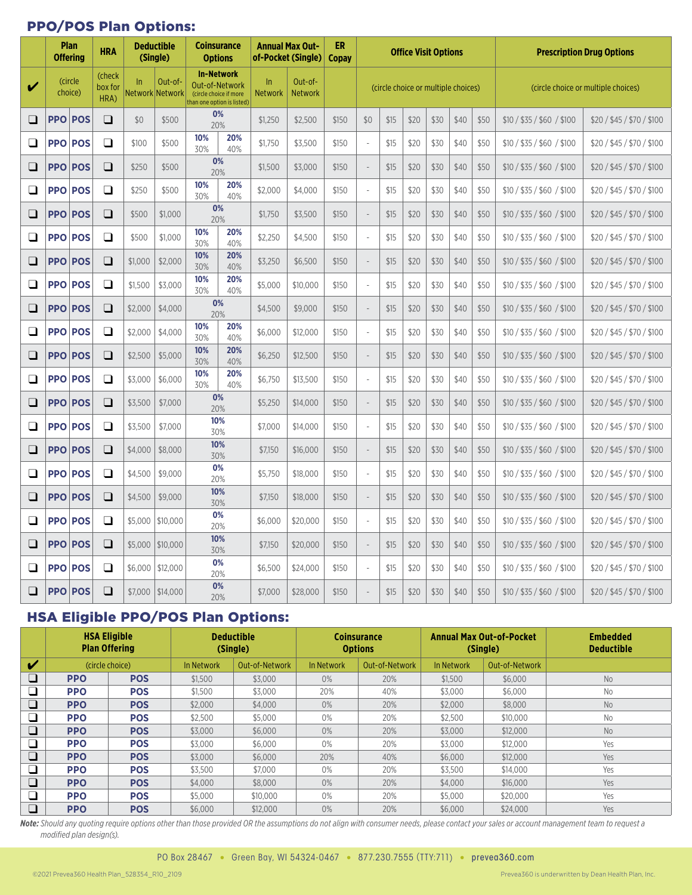## PPO/POS Plan Options:

| ✔ | Plan Offering | | HRA | Deductible (Single) | | Coinsurance Options | | Annual Max Out-of-Pocket (Single) | | ER Copay | Office Visit Options | | | | | | Prescription Drug Options | |
|---|---|---|---|---|---|---|---|---|---|---|---|---|---|---|---|---|---|---|
| | (circle choice) | | (check box for HRA) | In Network | Out-of-Network | In-Network Out-of-Network (circle choice if more than one option is listed) | | In Network | Out-of-Network | | (circle choice or multiple choices) | | | | | | (circle choice or multiple choices) | |
| ❑ | PPO | POS | ❑ | $0 | $500 | 0% 20% | | $1,250 | $2,500 | $150 | $0 | $15 | $20 | $30 | $40 | $50 | $10 / $35 / $60 / $100 | $20 / $45 / $70 / $100 |
| ❑ | PPO | POS | ❑ | $100 | $500 | 10% 30% | 20% 40% | $1,750 | $3,500 | $150 | - | $15 | $20 | $30 | $40 | $50 | $10 / $35 / $60 / $100 | $20 / $45 / $70 / $100 |
| ❑ | PPO | POS | ❑ | $250 | $500 | 0% 20% | | $1,500 | $3,000 | $150 | - | $15 | $20 | $30 | $40 | $50 | $10 / $35 / $60 / $100 | $20 / $45 / $70 / $100 |
| ❑ | PPO | POS | ❑ | $250 | $500 | 10% 30% | 20% 40% | $2,000 | $4,000 | $150 | - | $15 | $20 | $30 | $40 | $50 | $10 / $35 / $60 / $100 | $20 / $45 / $70 / $100 |
| ❑ | PPO | POS | ❑ | $500 | $1,000 | 0% 20% | | $1,750 | $3,500 | $150 | - | $15 | $20 | $30 | $40 | $50 | $10 / $35 / $60 / $100 | $20 / $45 / $70 / $100 |
| ❑ | PPO | POS | ❑ | $500 | $1,000 | 10% 30% | 20% 40% | $2,250 | $4,500 | $150 | - | $15 | $20 | $30 | $40 | $50 | $10 / $35 / $60 / $100 | $20 / $45 / $70 / $100 |
| ❑ | PPO | POS | ❑ | $1,000 | $2,000 | 10% 30% | 20% 40% | $3,250 | $6,500 | $150 | - | $15 | $20 | $30 | $40 | $50 | $10 / $35 / $60 / $100 | $20 / $45 / $70 / $100 |
| ❑ | PPO | POS | ❑ | $1,500 | $3,000 | 10% 30% | 20% 40% | $5,000 | $10,000 | $150 | - | $15 | $20 | $30 | $40 | $50 | $10 / $35 / $60 / $100 | $20 / $45 / $70 / $100 |
| ❑ | PPO | POS | ❑ | $2,000 | $4,000 | 0% 20% | | $4,500 | $9,000 | $150 | - | $15 | $20 | $30 | $40 | $50 | $10 / $35 / $60 / $100 | $20 / $45 / $70 / $100 |
| ❑ | PPO | POS | ❑ | $2,000 | $4,000 | 10% 30% | 20% 40% | $6,000 | $12,000 | $150 | - | $15 | $20 | $30 | $40 | $50 | $10 / $35 / $60 / $100 | $20 / $45 / $70 / $100 |
| ❑ | PPO | POS | ❑ | $2,500 | $5,000 | 10% 30% | 20% 40% | $6,250 | $12,500 | $150 | - | $15 | $20 | $30 | $40 | $50 | $10 / $35 / $60 / $100 | $20 / $45 / $70 / $100 |
| ❑ | PPO | POS | ❑ | $3,000 | $6,000 | 10% 30% | 20% 40% | $6,750 | $13,500 | $150 | - | $15 | $20 | $30 | $40 | $50 | $10 / $35 / $60 / $100 | $20 / $45 / $70 / $100 |
| ❑ | PPO | POS | ❑ | $3,500 | $7,000 | 0% 20% | | $5,250 | $14,000 | $150 | - | $15 | $20 | $30 | $40 | $50 | $10 / $35 / $60 / $100 | $20 / $45 / $70 / $100 |
| ❑ | PPO | POS | ❑ | $3,500 | $7,000 | 10% 30% | | $7,000 | $14,000 | $150 | - | $15 | $20 | $30 | $40 | $50 | $10 / $35 / $60 / $100 | $20 / $45 / $70 / $100 |
| ❑ | PPO | POS | ❑ | $4,000 | $8,000 | 10% 30% | | $7,150 | $16,000 | $150 | - | $15 | $20 | $30 | $40 | $50 | $10 / $35 / $60 / $100 | $20 / $45 / $70 / $100 |
| ❑ | PPO | POS | ❑ | $4,500 | $9,000 | 0% 20% | | $5,750 | $18,000 | $150 | - | $15 | $20 | $30 | $40 | $50 | $10 / $35 / $60 / $100 | $20 / $45 / $70 / $100 |
| ❑ | PPO | POS | ❑ | $4,500 | $9,000 | 10% 30% | | $7,150 | $18,000 | $150 | - | $15 | $20 | $30 | $40 | $50 | $10 / $35 / $60 / $100 | $20 / $45 / $70 / $100 |
| ❑ | PPO | POS | ❑ | $5,000 | $10,000 | 0% 20% | | $6,000 | $20,000 | $150 | - | $15 | $20 | $30 | $40 | $50 | $10 / $35 / $60 / $100 | $20 / $45 / $70 / $100 |
| ❑ | PPO | POS | ❑ | $5,000 | $10,000 | 10% 30% | | $7,150 | $20,000 | $150 | - | $15 | $20 | $30 | $40 | $50 | $10 / $35 / $60 / $100 | $20 / $45 / $70 / $100 |
| ❑ | PPO | POS | ❑ | $6,000 | $12,000 | 0% 20% | | $6,500 | $24,000 | $150 | - | $15 | $20 | $30 | $40 | $50 | $10 / $35 / $60 / $100 | $20 / $45 / $70 / $100 |
| ❑ | PPO | POS | ❑ | $7,000 | $14,000 | 0% 20% | | $7,000 | $28,000 | $150 | - | $15 | $20 | $30 | $40 | $50 | $10 / $35 / $60 / $100 | $20 / $45 / $70 / $100 |

## HSA Eligible PPO/POS Plan Options:

| ✔ | HSA Eligible Plan Offering | | Deductible (Single) | | Coinsurance Options | | Annual Max Out-of-Pocket (Single) | | Embedded Deductible |
|---|---|---|---|---|---|---|---|---|---|
| | (circle choice) | | In Network | Out-of-Network | In Network | Out-of-Network | In Network | Out-of-Network | |
| ❑ | PPO | POS | $1,500 | $3,000 | 0% | 20% | $1,500 | $6,000 | No |
| ❑ | PPO | POS | $1,500 | $3,000 | 20% | 40% | $3,000 | $6,000 | No |
| ❑ | PPO | POS | $2,000 | $4,000 | 0% | 20% | $2,000 | $8,000 | No |
| ❑ | PPO | POS | $2,500 | $5,000 | 0% | 20% | $2,500 | $10,000 | No |
| ❑ | PPO | POS | $3,000 | $6,000 | 0% | 20% | $3,000 | $12,000 | No |
| ❑ | PPO | POS | $3,000 | $6,000 | 0% | 20% | $3,000 | $12,000 | Yes |
| ❑ | PPO | POS | $3,000 | $6,000 | 20% | 40% | $6,000 | $12,000 | Yes |
| ❑ | PPO | POS | $3,500 | $7,000 | 0% | 20% | $3,500 | $14,000 | Yes |
| ❑ | PPO | POS | $4,000 | $8,000 | 0% | 20% | $4,000 | $16,000 | Yes |
| ❑ | PPO | POS | $5,000 | $10,000 | 0% | 20% | $5,000 | $20,000 | Yes |
| ❑ | PPO | POS | $6,000 | $12,000 | 0% | 20% | $6,000 | $24,000 | Yes |

***Note:*** *Should any quoting require options other than those provided OR the assumptions do not align with consumer needs, please contact your sales or account management team to request a modified plan design(s).*

PO Box 28467 • Green Bay, WI 54324-0467 • 877.230.7555 (TTY:711) • prevea360.com

©2021 Prevea360 Health Plan_528354_R10_2109

Prevea360 is underwritten by Dean Health Plan, Inc.